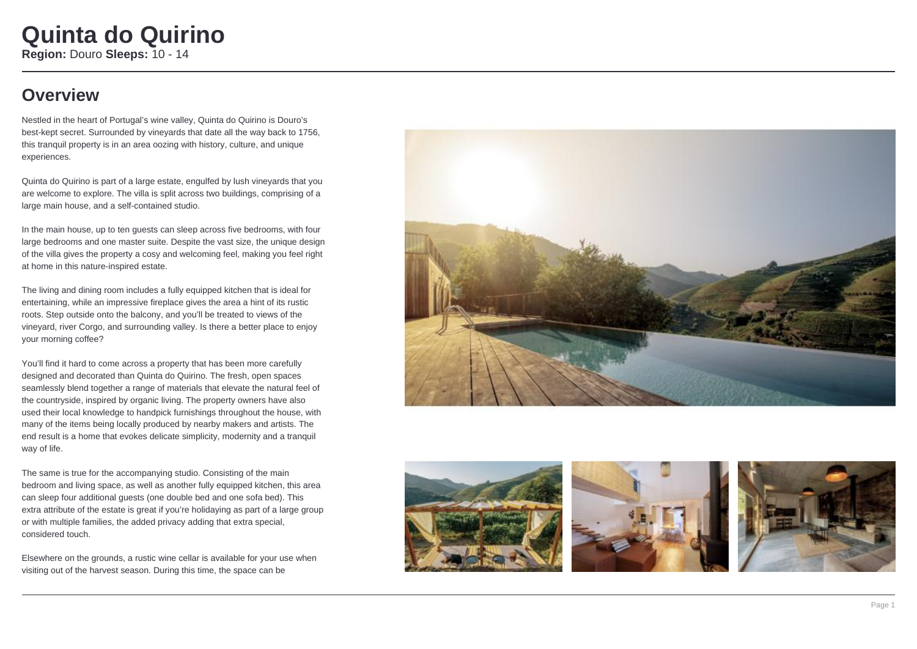# Quinta do Quirino

**Region:** Douro **Sleeps:** 10 - 14

## Overview

Nestled in the heart of Portugal's wine valley, Quinta do Quirino is Douro's best-kept secret. Surrounded by vineyards that date all the way back to 1756, this tranquil property is in an area oozing with history, culture, and unique experiences.

Quinta do Quirino is part of a large estate, engulfed by lush vineyards that you are welcome to explore. The villa is split across two buildings, comprising of a large main house, and a self-contained studio.

In the main house, up to ten guests can sleep across five bedrooms, with four large bedrooms and one master suite. Despite the vast size, the unique design of the villa gives the property a cosy and welcoming feel, making you feel right at home in this nature-inspired estate.

The living and dining room includes a fully equipped kitchen that is ideal for entertaining, while an impressive fireplace gives the area a hint of its rustic roots. Step outside onto the balcony, and you'll be treated to views of the vineyard, river Corgo, and surrounding valley. Is there a better place to enjoy your morning coffee?

You'll find it hard to come across a property that has been more carefully designed and decorated than Quinta do Quirino. The fresh, open spaces seamlessly blend together a range of materials that elevate the natural feel of the countryside, inspired by organic living. The property owners have also used their local knowledge to handpick furnishings throughout the house, with many of the items being locally produced by nearby makers and artists. The end result is a home that evokes delicate simplicity, modernity and a tranquil way of life.

The same is true for the accompanying studio. Consisting of the main bedroom and living space, as well as another fully equipped kitchen, this area can sleep four additional guests (one double bed and one sofa bed). This extra attribute of the estate is great if you're holidaying as part of a large group or with multiple families, the added privacy adding that extra special, considered touch.

Elsewhere on the grounds, a rustic wine cellar is available for your use when visiting out of the harvest season. During this time, the space can be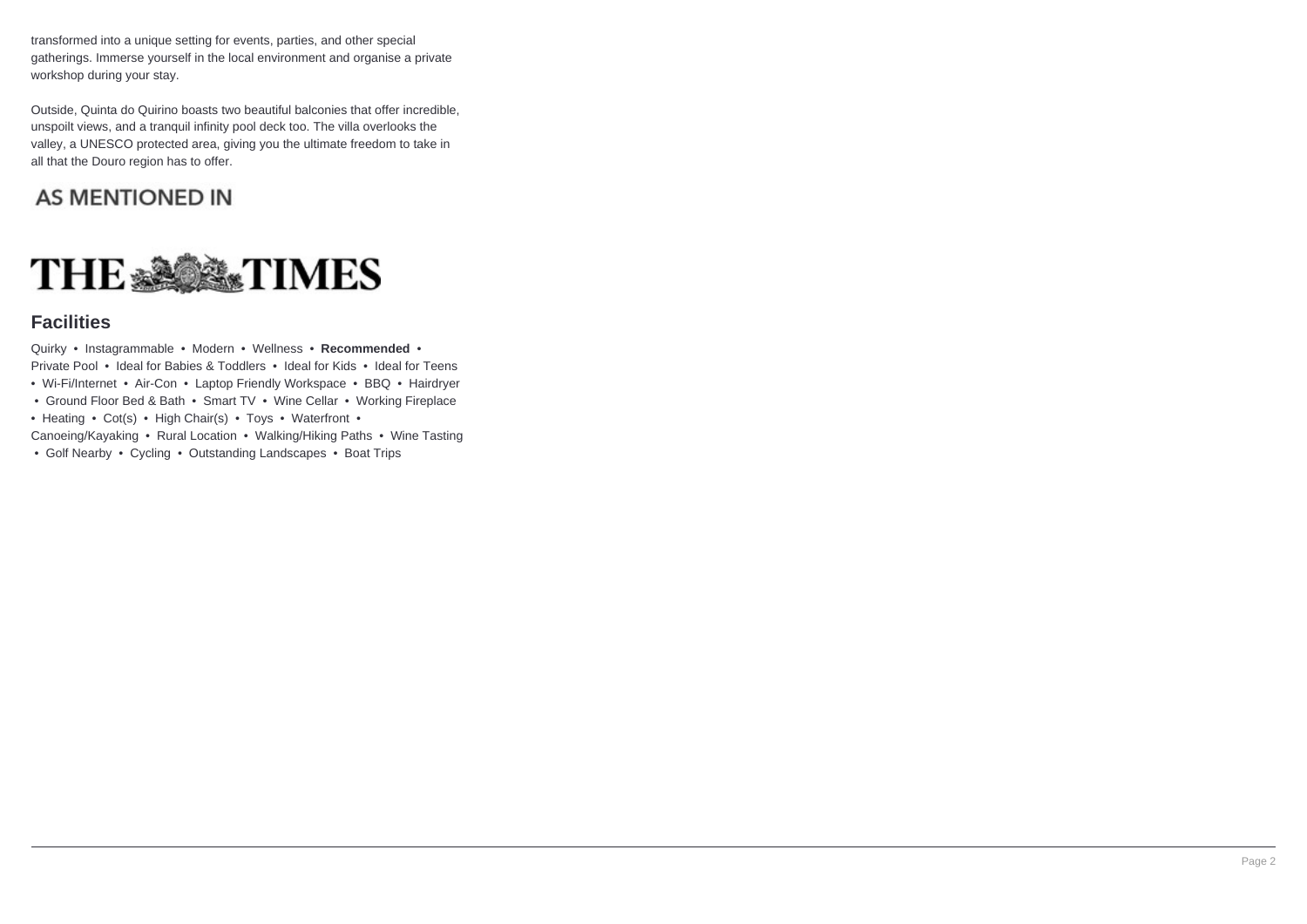transformed into a unique setting for events, parties, and other special gatherings. Immerse yourself in the local environment and organise a private workshop during your stay.

Outside, Quinta do Quirino boasts two beautiful balconies that offer incredible, unspoilt views, and a tranquil infinity pool deck too. The villa overlooks the valley, a UNESCO protected area, giving you the ultimate freedom to take in all that the Douro region has to offer.

## AS MENTIONED IN

THE TIMES

## Facilities

Quirky • Instagrammable • Modern • Wellness • **Recommended** • Private Pool • Ideal for Babies & Toddlers • Ideal for Kids • Ideal for Teens • Wi-Fi/Internet • Air-Con • Laptop Friendly Workspace • BBQ • Hairdryer • Ground Floor Bed & Bath • Smart TV • Wine Cellar • Working Fireplace • Heating • Cot(s) • High Chair(s) • Toys • Waterfront • Canoeing/Kayaking • Rural Location • Walking/Hiking Paths • Wine Tasting • Golf Nearby • Cycling • Outstanding Landscapes • Boat Trips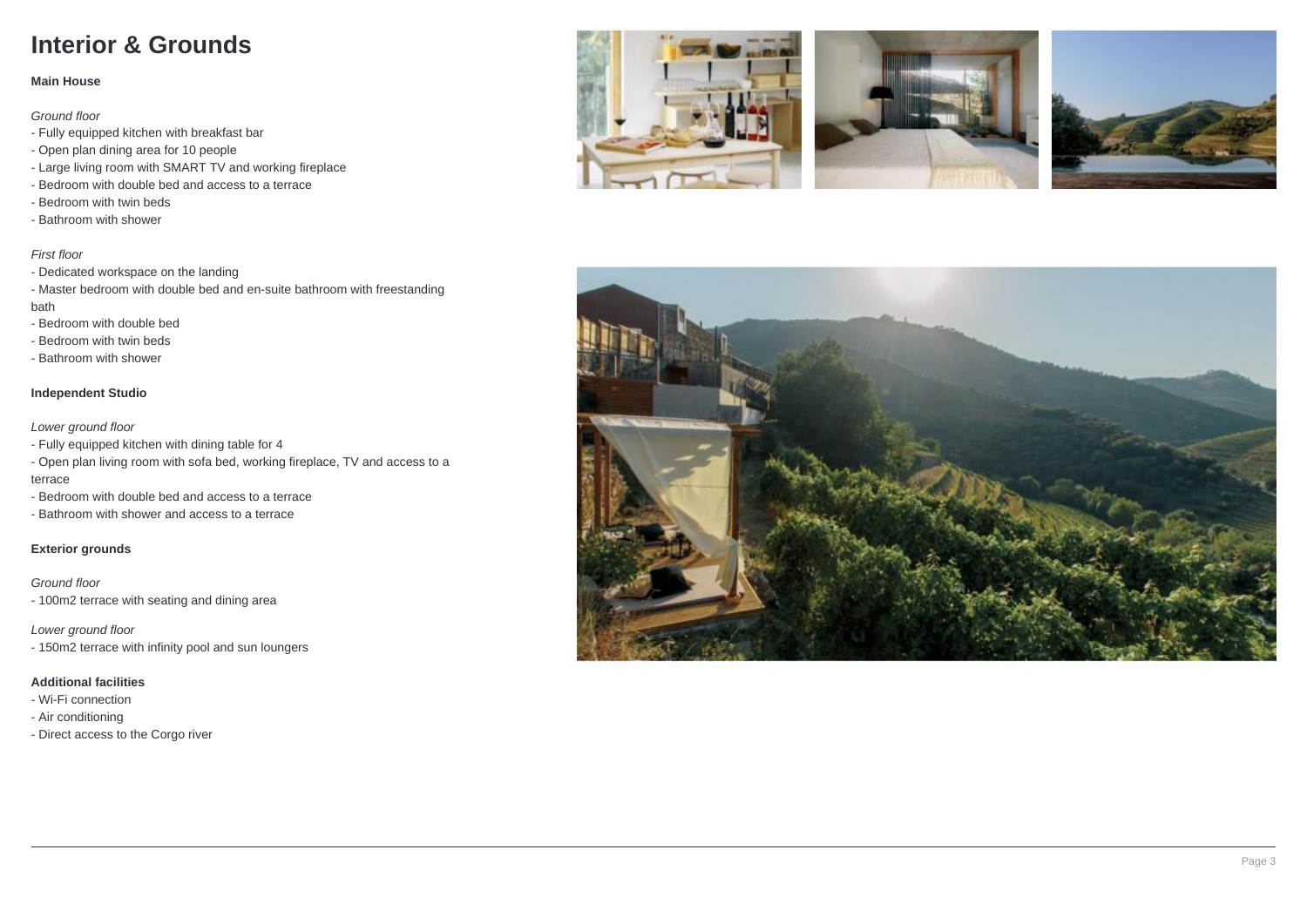# Interior & Grounds

**Main House**

*Ground floor*

- Fully equipped kitchen with breakfast bar
- Open plan dining area for 10 people
- Large living room with SMART TV and working fireplace
- Bedroom with double bed and access to a terrace
- Bedroom with twin beds
- Bathroom with shower

*First floor*

- Dedicated workspace on the landing
- Master bedroom with double bed and en-suite bathroom with freestanding bath
- Bedroom with double bed
- Bedroom with twin beds
- Bathroom with shower

**Independent Studio**

*Lower ground floor*

- Fully equipped kitchen with dining table for 4
- Open plan living room with sofa bed, working fireplace, TV and access to a terrace
- Bedroom with double bed and access to a terrace
- Bathroom with shower and access to a terrace

**Exterior grounds**

*Ground floor*

- 100m2 terrace with seating and dining area

*Lower ground floor*

- 150m2 terrace with infinity pool and sun loungers

**Additional facilities**

- Wi-Fi connection
- Air conditioning
- Direct access to the Corgo river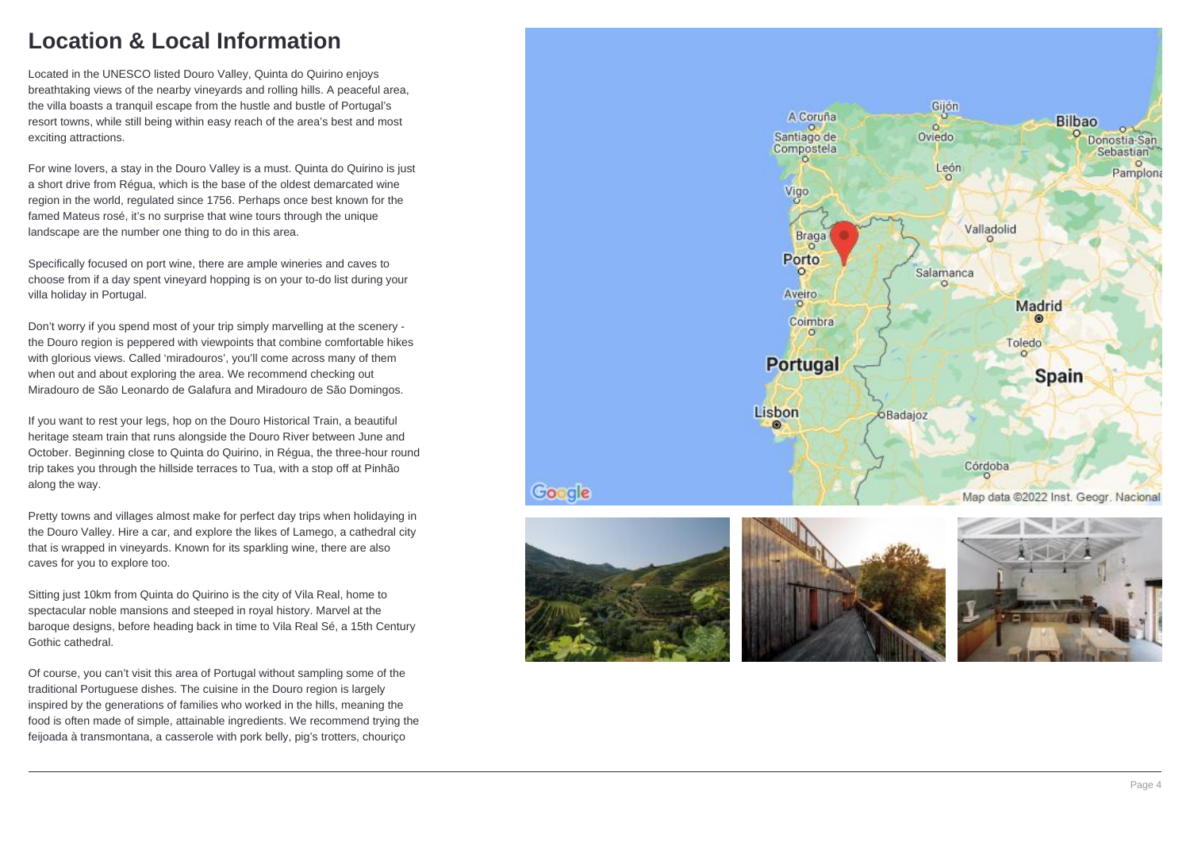# Location & Local Information

Located in the UNESCO listed Douro Valley, Quinta do Quirino enjoys breathtaking views of the nearby vineyards and rolling hills. A peaceful area, the villa boasts a tranquil escape from the hustle and bustle of Portugal's resort towns, while still being within easy reach of the area's best and most exciting attractions.

For wine lovers, a stay in the Douro Valley is a must. Quinta do Quirino is just a short drive from Régua, which is the base of the oldest demarcated wine region in the world, regulated since 1756. Perhaps once best known for the famed Mateus rosé, it's no surprise that wine tours through the unique landscape are the number one thing to do in this area.

Specifically focused on port wine, there are ample wineries and caves to choose from if a day spent vineyard hopping is on your to-do list during your villa holiday in Portugal.

Don't worry if you spend most of your trip simply marvelling at the scenery - the Douro region is peppered with viewpoints that combine comfortable hikes with glorious views. Called 'miradouros', you'll come across many of them when out and about exploring the area. We recommend checking out Miradouro de São Leonardo de Galafura and Miradouro de São Domingos.

If you want to rest your legs, hop on the Douro Historical Train, a beautiful heritage steam train that runs alongside the Douro River between June and October. Beginning close to Quinta do Quirino, in Régua, the three-hour round trip takes you through the hillside terraces to Tua, with a stop off at Pinhão along the way.

Pretty towns and villages almost make for perfect day trips when holidaying in the Douro Valley. Hire a car, and explore the likes of Lamego, a cathedral city that is wrapped in vineyards. Known for its sparkling wine, there are also caves for you to explore too.

Sitting just 10km from Quinta do Quirino is the city of Vila Real, home to spectacular noble mansions and steeped in royal history. Marvel at the baroque designs, before heading back in time to Vila Real Sé, a 15th Century Gothic cathedral.

Of course, you can't visit this area of Portugal without sampling some of the traditional Portuguese dishes. The cuisine in the Douro region is largely inspired by the generations of families who worked in the hills, meaning the food is often made of simple, attainable ingredients. We recommend trying the feijoada à transmontana, a casserole with pork belly, pig's trotters, chouriço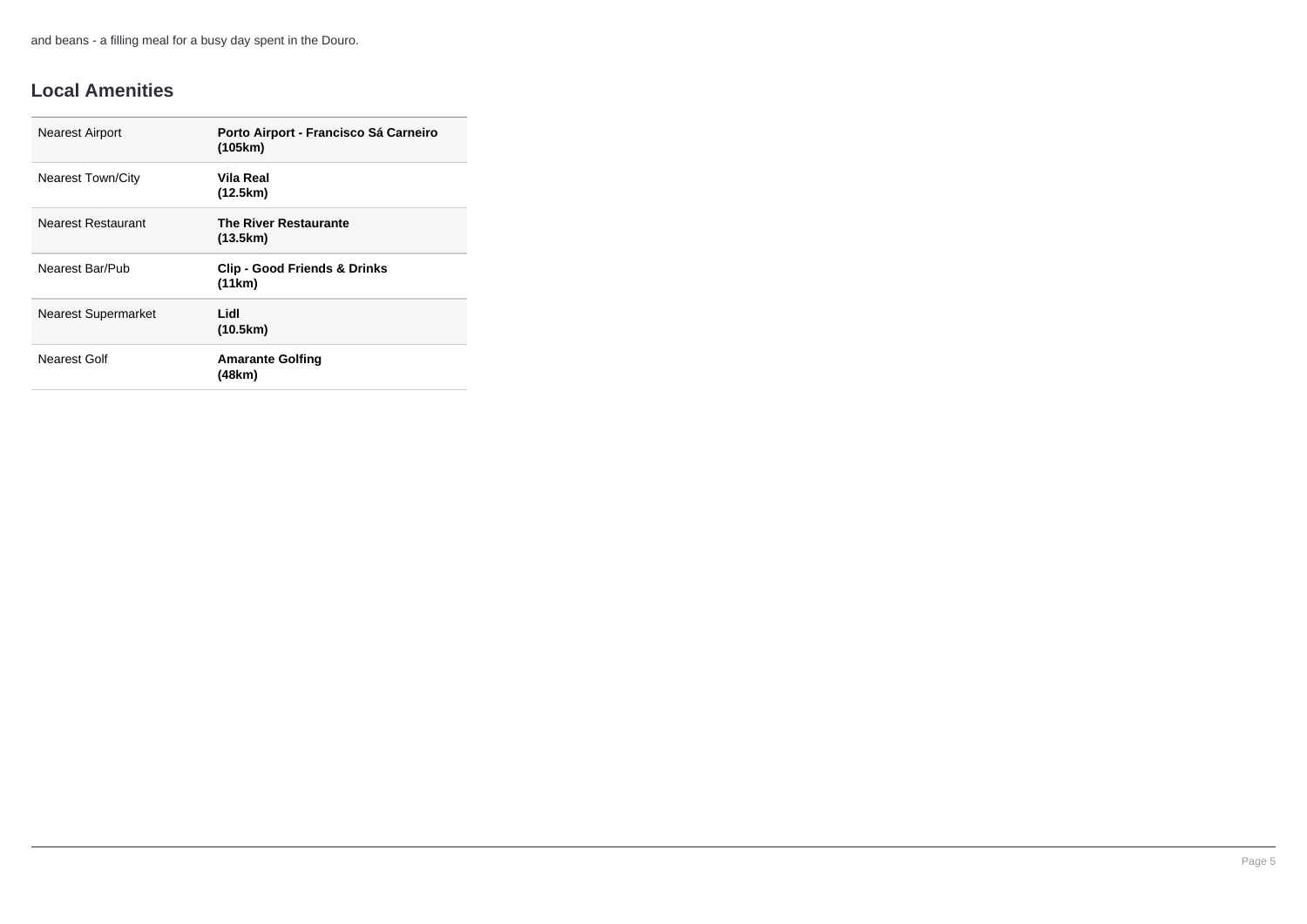and beans - a filling meal for a busy day spent in the Douro.

## Local Amenities

| | |
|---|---|
| Nearest Airport | **Porto Airport - Francisco Sá Carneiro (105km)** |
| Nearest Town/City | **Vila Real (12.5km)** |
| Nearest Restaurant | **The River Restaurante (13.5km)** |
| Nearest Bar/Pub | **Clip - Good Friends & Drinks (11km)** |
| Nearest Supermarket | **Lidl (10.5km)** |
| Nearest Golf | **Amarante Golfing (48km)** |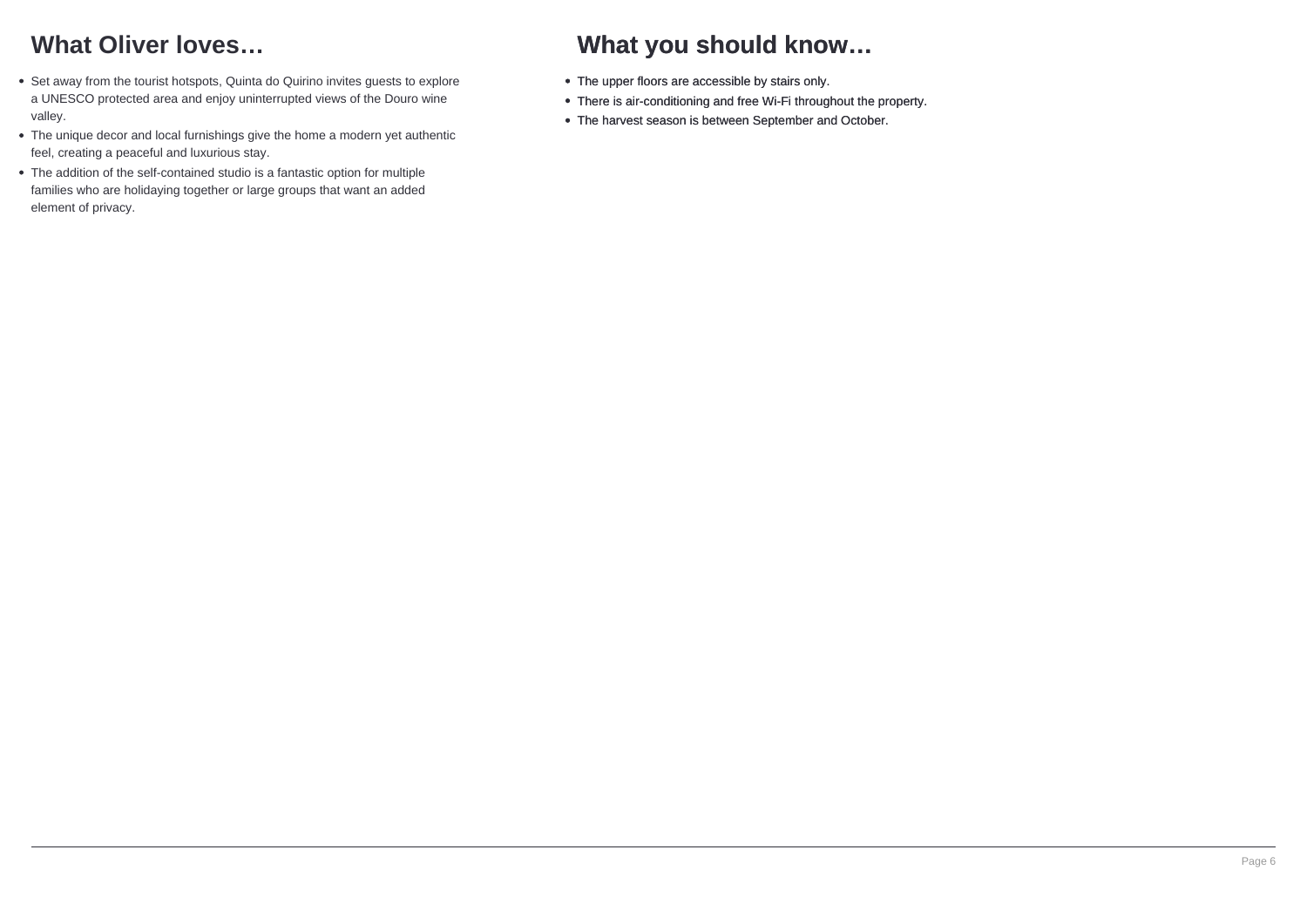## What Oliver loves…

- Set away from the tourist hotspots, Quinta do Quirino invites guests to explore a UNESCO protected area and enjoy uninterrupted views of the Douro wine valley.
- The unique decor and local furnishings give the home a modern yet authentic feel, creating a peaceful and luxurious stay.
- The addition of the self-contained studio is a fantastic option for multiple families who are holidaying together or large groups that want an added element of privacy.

## What you should know…

- The upper floors are accessible by stairs only.
- There is air-conditioning and free Wi-Fi throughout the property.
- The harvest season is between September and October.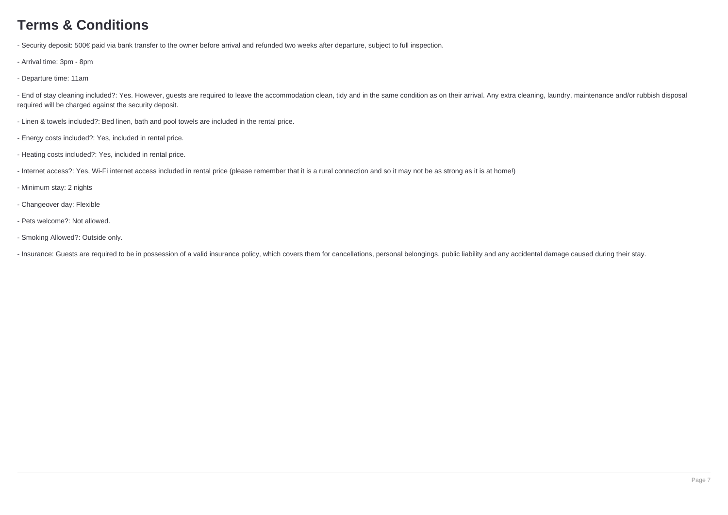# Terms & Conditions

- Security deposit: 500€ paid via bank transfer to the owner before arrival and refunded two weeks after departure, subject to full inspection.

- Arrival time: 3pm - 8pm

- Departure time: 11am

- End of stay cleaning included?: Yes. However, guests are required to leave the accommodation clean, tidy and in the same condition as on their arrival. Any extra cleaning, laundry, maintenance and/or rubbish disposal required will be charged against the security deposit.

- Linen & towels included?: Bed linen, bath and pool towels are included in the rental price.

- Energy costs included?: Yes, included in rental price.

- Heating costs included?: Yes, included in rental price.

- Internet access?: Yes, Wi-Fi internet access included in rental price (please remember that it is a rural connection and so it may not be as strong as it is at home!)

- Minimum stay: 2 nights

- Changeover day: Flexible

- Pets welcome?: Not allowed.

- Smoking Allowed?: Outside only.

- Insurance: Guests are required to be in possession of a valid insurance policy, which covers them for cancellations, personal belongings, public liability and any accidental damage caused during their stay.